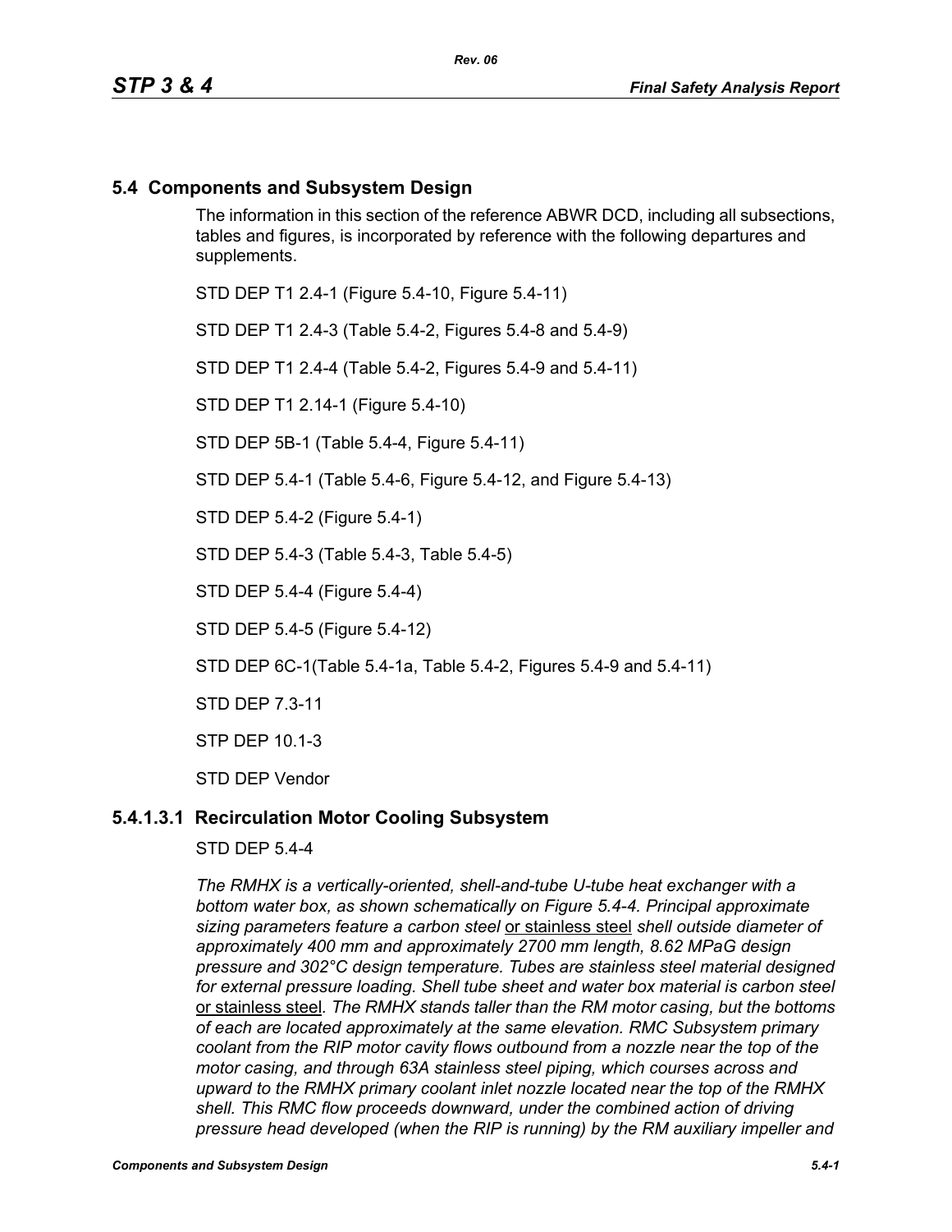## 5.4 Components and Subsystem Design

The information in this section of the reference ABWR DCD, including all subsections, tables and figures, is incorporated by reference with the following departures and supplements.

STD DEP T1 2.4-1 (Figure 5.4-10, Figure 5.4-11)

STD DEP T1 2.4-3 (Table 5.4-2, Figures 5.4-8 and 5.4-9)

STD DEP T1 2.4-4 (Table 5.4-2, Figures 5.4-9 and 5.4-11)

STD DEP T1 2.14-1 (Figure 5.4-10)

STD DEP 5B-1 (Table 5.4-4, Figure 5.4-11)

STD DEP 5.4-1 (Table 5.4-6, Figure 5.4-12, and Figure 5.4-13)

STD DEP 5.4-2 (Figure 5.4-1)

STD DEP 5.4-3 (Table 5.4-3, Table 5.4-5)

STD DEP 5.4-4 (Figure 5.4-4)

STD DEP 5.4-5 (Figure 5.4-12)

STD DEP 6C-1(Table 5.4-1a, Table 5.4-2, Figures 5.4-9 and 5.4-11)

STD DEP 7.3-11

STP DEP 10.1-3

STD DEP Vendor

### 5.4.1.3.1 Recirculation Motor Cooling Subsystem

STD DEP 5.4-4

*The RMHX is a vertically-oriented, shell-and-tube U-tube heat exchanger with a bottom water box, as shown schematically on Figure 5.4-4. Principal approximate sizing parameters feature a carbon steel* <u>or stainless steel</u> *shell outside diameter of approximately 400 mm and approximately 2700 mm length, 8.62 MPaG design pressure and 302°C design temperature. Tubes are stainless steel material designed for external pressure loading. Shell tube sheet and water box material is carbon steel* <u>or stainless steel</u>*. The RMHX stands taller than the RM motor casing, but the bottoms of each are located approximately at the same elevation. RMC Subsystem primary coolant from the RIP motor cavity flows outbound from a nozzle near the top of the motor casing, and through 63A stainless steel piping, which courses across and upward to the RMHX primary coolant inlet nozzle located near the top of the RMHX shell. This RMC flow proceeds downward, under the combined action of driving pressure head developed (when the RIP is running) by the RM auxiliary impeller and*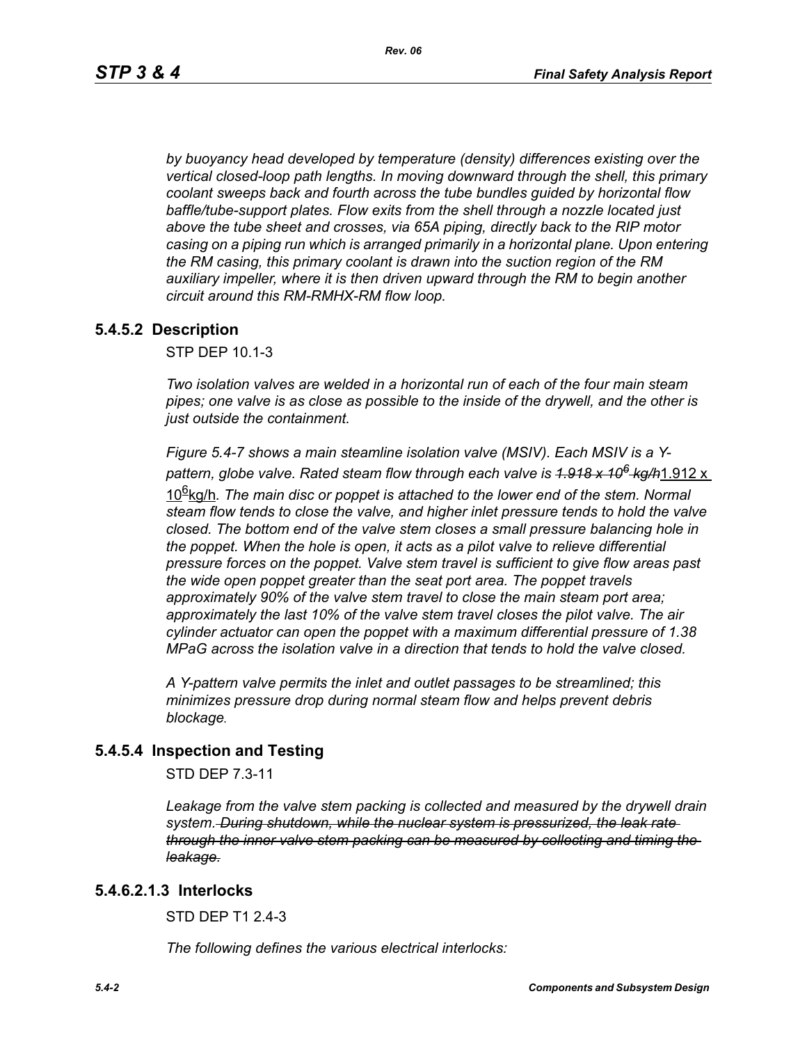*by buoyancy head developed by temperature (density) differences existing over the vertical closed-loop path lengths. In moving downward through the shell, this primary coolant sweeps back and fourth across the tube bundles guided by horizontal flow baffle/tube-support plates. Flow exits from the shell through a nozzle located just above the tube sheet and crosses, via 65A piping, directly back to the RIP motor casing on a piping run which is arranged primarily in a horizontal plane. Upon entering the RM casing, this primary coolant is drawn into the suction region of the RM auxiliary impeller, where it is then driven upward through the RM to begin another circuit around this RM-RMHX-RM flow loop.*

## 5.4.5.2 Description

STP DEP 10.1-3

*Two isolation valves are welded in a horizontal run of each of the four main steam pipes; one valve is as close as possible to the inside of the drywell, and the other is just outside the containment.*

*Figure 5.4-7 shows a main steamline isolation valve (MSIV). Each MSIV is a Y-pattern, globe valve. Rated steam flow through each valve is* ~~*$1.918 \times 10^6$ kg/h*~~ $1.912 \times 10^6$ kg/h*. The main disc or poppet is attached to the lower end of the stem. Normal steam flow tends to close the valve, and higher inlet pressure tends to hold the valve closed. The bottom end of the valve stem closes a small pressure balancing hole in the poppet. When the hole is open, it acts as a pilot valve to relieve differential pressure forces on the poppet. Valve stem travel is sufficient to give flow areas past the wide open poppet greater than the seat port area. The poppet travels approximately 90% of the valve stem travel to close the main steam port area; approximately the last 10% of the valve stem travel closes the pilot valve. The air cylinder actuator can open the poppet with a maximum differential pressure of 1.38 MPaG across the isolation valve in a direction that tends to hold the valve closed.*

*A Y-pattern valve permits the inlet and outlet passages to be streamlined; this minimizes pressure drop during normal steam flow and helps prevent debris blockage.*

## 5.4.5.4 Inspection and Testing

STD DEP 7.3-11

*Leakage from the valve stem packing is collected and measured by the drywell drain system.* ~~*During shutdown, while the nuclear system is pressurized, the leak rate through the inner valve stem packing can be measured by collecting and timing the leakage.*~~

## 5.4.6.2.1.3 Interlocks

STD DEP T1 2.4-3

*The following defines the various electrical interlocks:*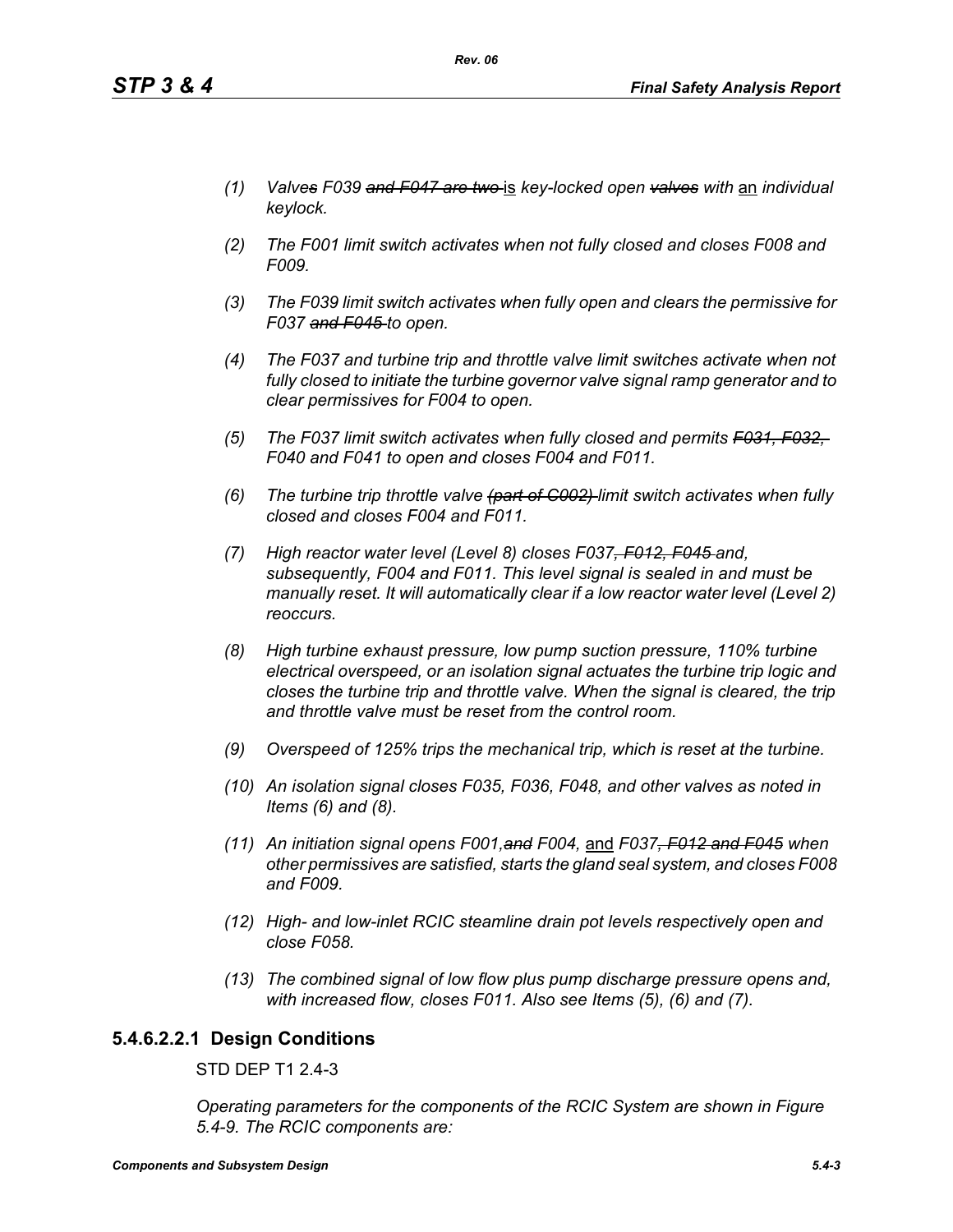*(1) Valves F039 ~~and F047 are two~~ is key-locked open ~~valves~~ with an individual keylock.*

*(2) The F001 limit switch activates when not fully closed and closes F008 and F009.*

*(3) The F039 limit switch activates when fully open and clears the permissive for F037 ~~and F045~~ to open.*

*(4) The F037 and turbine trip and throttle valve limit switches activate when not fully closed to initiate the turbine governor valve signal ramp generator and to clear permissives for F004 to open.*

*(5) The F037 limit switch activates when fully closed and permits ~~F031, F032,~~ F040 and F041 to open and closes F004 and F011.*

*(6) The turbine trip throttle valve ~~(part of C002)~~ limit switch activates when fully closed and closes F004 and F011.*

*(7) High reactor water level (Level 8) closes F037~~, F012, F045~~ and, subsequently, F004 and F011. This level signal is sealed in and must be manually reset. It will automatically clear if a low reactor water level (Level 2) reoccurs.*

*(8) High turbine exhaust pressure, low pump suction pressure, 110% turbine electrical overspeed, or an isolation signal actuates the turbine trip logic and closes the turbine trip and throttle valve. When the signal is cleared, the trip and throttle valve must be reset from the control room.*

*(9) Overspeed of 125% trips the mechanical trip, which is reset at the turbine.*

*(10) An isolation signal closes F035, F036, F048, and other valves as noted in Items (6) and (8).*

*(11) An initiation signal opens F001,~~and~~ F004,* and *F037~~, F012 and F045~~ when other permissives are satisfied, starts the gland seal system, and closes F008 and F009.*

*(12) High- and low-inlet RCIC steamline drain pot levels respectively open and close F058.*

*(13) The combined signal of low flow plus pump discharge pressure opens and, with increased flow, closes F011. Also see Items (5), (6) and (7).*

#### 5.4.6.2.2.1 Design Conditions

STD DEP T1 2.4-3

*Operating parameters for the components of the RCIC System are shown in Figure 5.4-9. The RCIC components are:*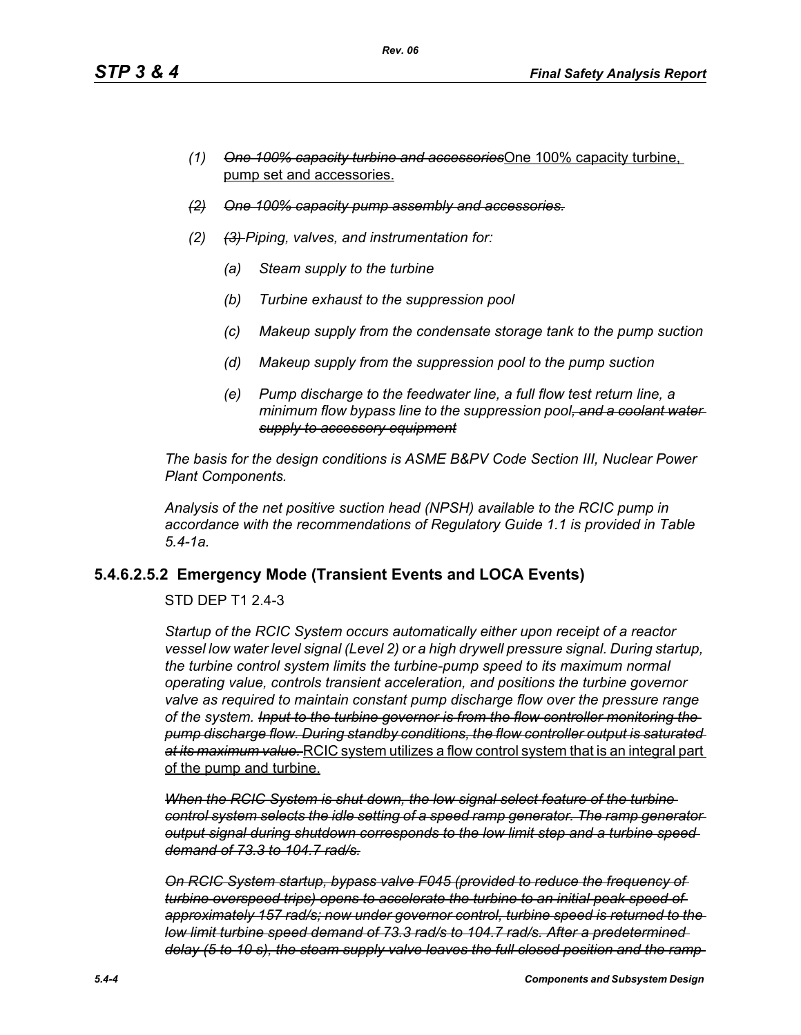(1) ~~*One 100% capacity turbine and accessories*~~One 100% capacity turbine, pump set and accessories.

~~*(2) One 100% capacity pump assembly and accessories.*~~

(2) ~~*(3)*~~ *Piping, valves, and instrumentation for:*

*(a) Steam supply to the turbine*

*(b) Turbine exhaust to the suppression pool*

*(c) Makeup supply from the condensate storage tank to the pump suction*

*(d) Makeup supply from the suppression pool to the pump suction*

*(e) Pump discharge to the feedwater line, a full flow test return line, a minimum flow bypass line to the suppression pool*~~*, and a coolant water supply to accessory equipment*~~

*The basis for the design conditions is ASME B&PV Code Section III, Nuclear Power Plant Components.*

*Analysis of the net positive suction head (NPSH) available to the RCIC pump in accordance with the recommendations of Regulatory Guide 1.1 is provided in Table 5.4-1a.*

#### 5.4.6.2.5.2 Emergency Mode (Transient Events and LOCA Events)

STD DEP T1 2.4-3

*Startup of the RCIC System occurs automatically either upon receipt of a reactor vessel low water level signal (Level 2) or a high drywell pressure signal. During startup, the turbine control system limits the turbine-pump speed to its maximum normal operating value, controls transient acceleration, and positions the turbine governor valve as required to maintain constant pump discharge flow over the pressure range of the system.* ~~*Input to the turbine governor is from the flow controller monitoring the pump discharge flow. During standby conditions, the flow controller output is saturated at its maximum value.*~~ RCIC system utilizes a flow control system that is an integral part of the pump and turbine.

~~*When the RCIC System is shut down, the low signal select feature of the turbine control system selects the idle setting of a speed ramp generator. The ramp generator output signal during shutdown corresponds to the low limit step and a turbine speed demand of 73.3 to 104.7 rad/s.*~~

~~*On RCIC System startup, bypass valve F045 (provided to reduce the frequency of turbine overspeed trips) opens to accelerate the turbine to an initial peak speed of approximately 157 rad/s; now under governor control, turbine speed is returned to the low limit turbine speed demand of 73.3 rad/s to 104.7 rad/s. After a predetermined delay (5 to 10 s), the steam supply valve leaves the full closed position and the ramp*~~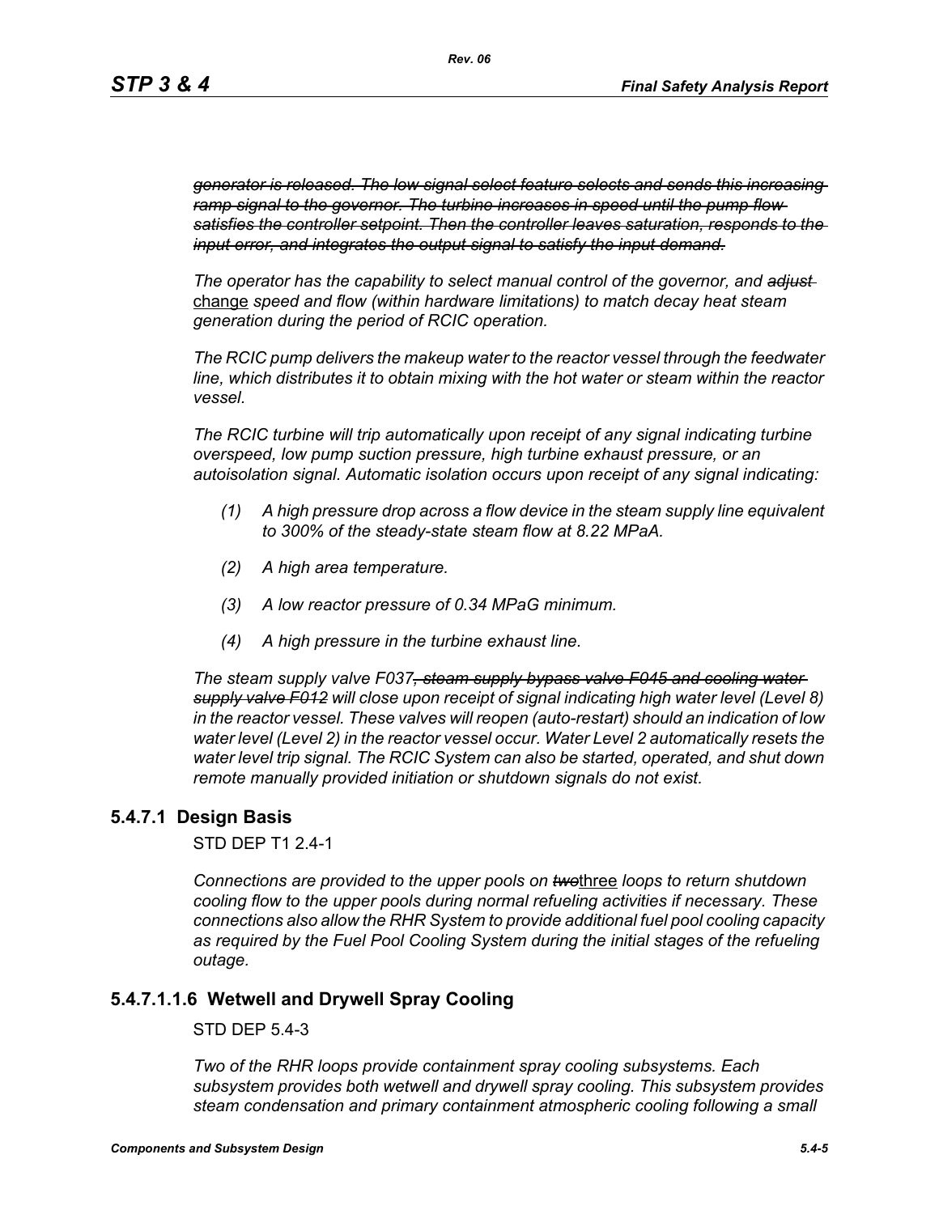*~~generator is released. The low signal select feature selects and sends this increasing ramp signal to the governor. The turbine increases in speed until the pump flow satisfies the controller setpoint. Then the controller leaves saturation, responds to the input error, and integrates the output signal to satisfy the input demand.~~*

*The operator has the capability to select manual control of the governor, and ~~adjust~~* <u>change</u> *speed and flow (within hardware limitations) to match decay heat steam generation during the period of RCIC operation.*

*The RCIC pump delivers the makeup water to the reactor vessel through the feedwater line, which distributes it to obtain mixing with the hot water or steam within the reactor vessel.*

*The RCIC turbine will trip automatically upon receipt of any signal indicating turbine overspeed, low pump suction pressure, high turbine exhaust pressure, or an autoisolation signal. Automatic isolation occurs upon receipt of any signal indicating:*

*(1) A high pressure drop across a flow device in the steam supply line equivalent to 300% of the steady-state steam flow at 8.22 MPaA.*

*(2) A high area temperature.*

*(3) A low reactor pressure of 0.34 MPaG minimum.*

*(4) A high pressure in the turbine exhaust line.*

*The steam supply valve F037~~, steam supply bypass valve F045 and cooling water supply valve F012~~ will close upon receipt of signal indicating high water level (Level 8) in the reactor vessel. These valves will reopen (auto-restart) should an indication of low water level (Level 2) in the reactor vessel occur. Water Level 2 automatically resets the water level trip signal. The RCIC System can also be started, operated, and shut down remote manually provided initiation or shutdown signals do not exist.*

## 5.4.7.1 Design Basis

STD DEP T1 2.4-1

*Connections are provided to the upper pools on ~~two~~*<u>three</u> *loops to return shutdown cooling flow to the upper pools during normal refueling activities if necessary. These connections also allow the RHR System to provide additional fuel pool cooling capacity as required by the Fuel Pool Cooling System during the initial stages of the refueling outage.*

## 5.4.7.1.1.6 Wetwell and Drywell Spray Cooling

STD DEP 5.4-3

*Two of the RHR loops provide containment spray cooling subsystems. Each subsystem provides both wetwell and drywell spray cooling. This subsystem provides steam condensation and primary containment atmospheric cooling following a small*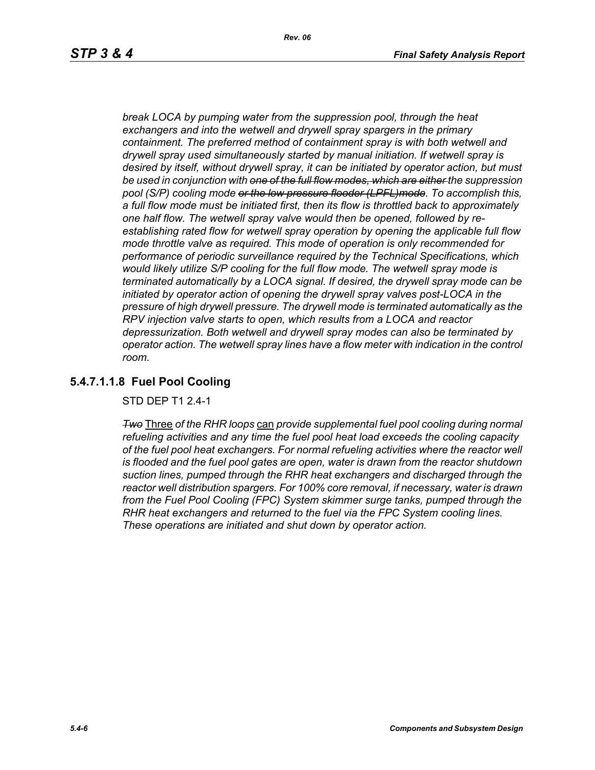*break LOCA by pumping water from the suppression pool, through the heat exchangers and into the wetwell and drywell spray spargers in the primary containment. The preferred method of containment spray is with both wetwell and drywell spray used simultaneously started by manual initiation. If wetwell spray is desired by itself, without drywell spray, it can be initiated by operator action, but must be used in conjunction with ~~one of the full flow modes, which are either~~ the suppression pool (S/P) cooling mode ~~or the low pressure flooder (LPFL)mode~~. To accomplish this, a full flow mode must be initiated first, then its flow is throttled back to approximately one half flow. The wetwell spray valve would then be opened, followed by re-establishing rated flow for wetwell spray operation by opening the applicable full flow mode throttle valve as required. This mode of operation is only recommended for performance of periodic surveillance required by the Technical Specifications, which would likely utilize S/P cooling for the full flow mode. The wetwell spray mode is terminated automatically by a LOCA signal. If desired, the drywell spray mode can be initiated by operator action of opening the drywell spray valves post-LOCA in the pressure of high drywell pressure. The drywell mode is terminated automatically as the RPV injection valve starts to open, which results from a LOCA and reactor depressurization. Both wetwell and drywell spray modes can also be terminated by operator action. The wetwell spray lines have a flow meter with indication in the control room.*

### 5.4.7.1.1.8 Fuel Pool Cooling

STD DEP T1 2.4-1

~~*Two*~~ Three *of the RHR loops* can *provide supplemental fuel pool cooling during normal refueling activities and any time the fuel pool heat load exceeds the cooling capacity of the fuel pool heat exchangers. For normal refueling activities where the reactor well is flooded and the fuel pool gates are open, water is drawn from the reactor shutdown suction lines, pumped through the RHR heat exchangers and discharged through the reactor well distribution spargers. For 100% core removal, if necessary, water is drawn from the Fuel Pool Cooling (FPC) System skimmer surge tanks, pumped through the RHR heat exchangers and returned to the fuel via the FPC System cooling lines. These operations are initiated and shut down by operator action.*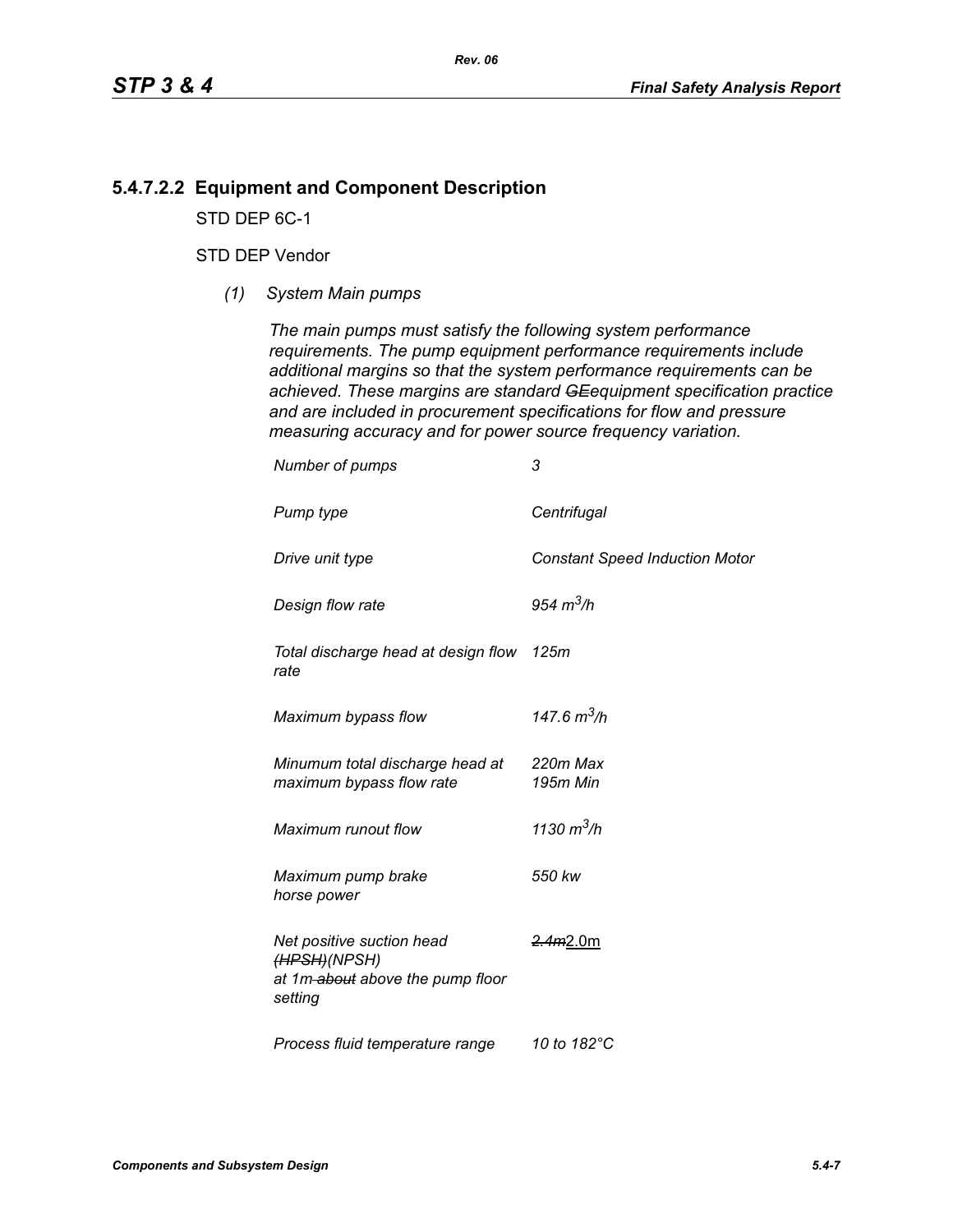### 5.4.7.2.2 Equipment and Component Description

STD DEP 6C-1

STD DEP Vendor

*(1) System Main pumps*

*The main pumps must satisfy the following system performance requirements. The pump equipment performance requirements include additional margins so that the system performance requirements can be achieved. These margins are standard ~~GE~~equipment specification practice and are included in procurement specifications for flow and pressure measuring accuracy and for power source frequency variation.*

| | |
|---|---|
| *Number of pumps* | *3* |
| *Pump type* | *Centrifugal* |
| *Drive unit type* | *Constant Speed Induction Motor* |
| *Design flow rate* | *954 $m^3/h$* |
| *Total discharge head at design flow rate* | *125m* |
| *Maximum bypass flow* | *147.6 $m^3/h$* |
| *Minumum total discharge head at maximum bypass flow rate* | *220m Max*<br>*195m Min* |
| *Maximum runout flow* | *1130 $m^3/h$* |
| *Maximum pump brake horse power* | *550 kw* |
| *Net positive suction head ~~(HPSH)~~(NPSH) at 1m ~~about~~ above the pump floor setting* | ~~*2.4m*~~2.0m |
| *Process fluid temperature range* | *10 to 182°C* |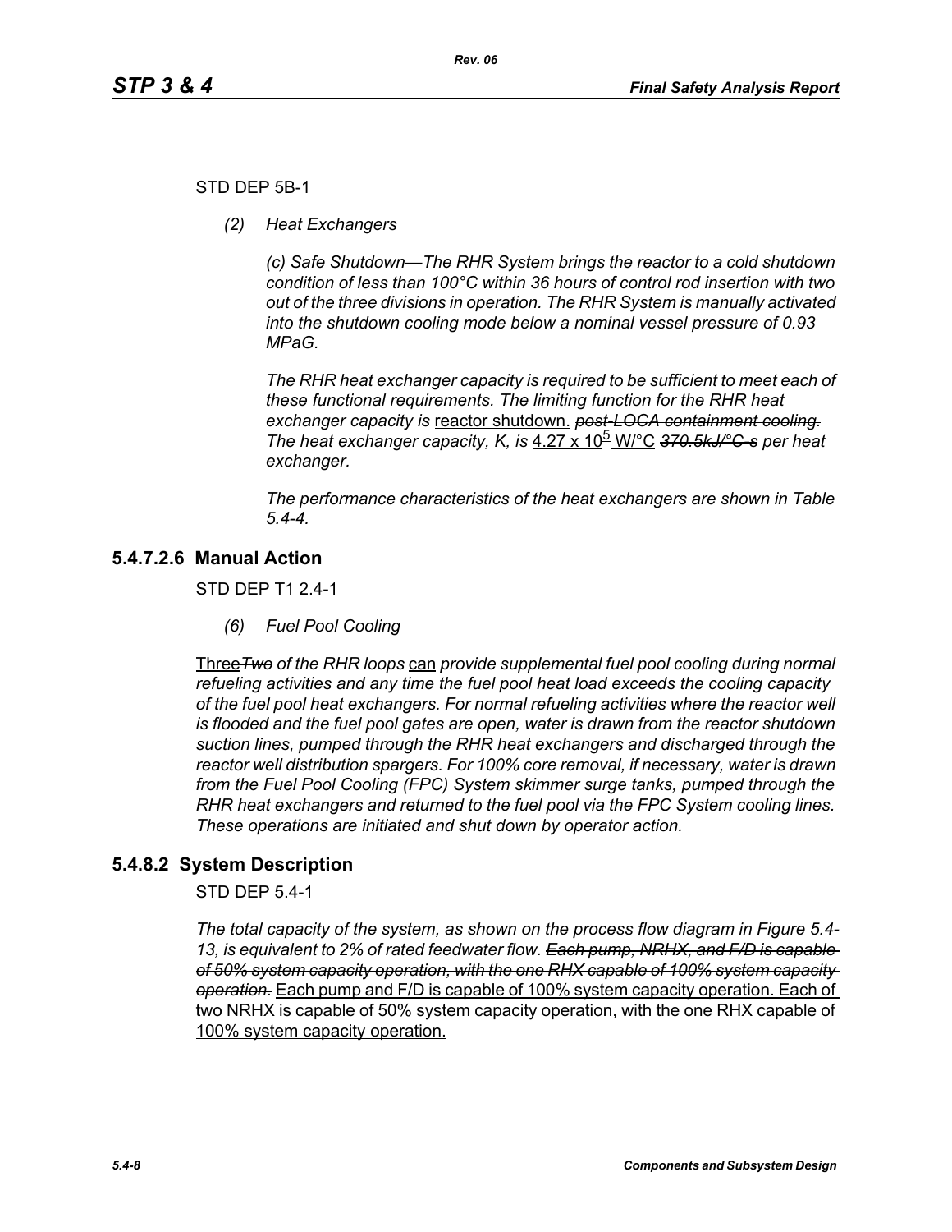STD DEP 5B-1

*(2) Heat Exchangers*

*(c) Safe Shutdown—The RHR System brings the reactor to a cold shutdown condition of less than 100°C within 36 hours of control rod insertion with two out of the three divisions in operation. The RHR System is manually activated into the shutdown cooling mode below a nominal vessel pressure of 0.93 MPaG.*

*The RHR heat exchanger capacity is required to be sufficient to meet each of these functional requirements. The limiting function for the RHR heat exchanger capacity is* reactor shutdown. ~~*post-LOCA containment cooling.*~~ *The heat exchanger capacity, K, is* 4.27 x $10^5$ W/°C ~~*370.5kJ/°C-s*~~ *per heat exchanger.*

*The performance characteristics of the heat exchangers are shown in Table 5.4-4.*

## 5.4.7.2.6 Manual Action

STD DEP T1 2.4-1

*(6) Fuel Pool Cooling*

Three~~*Two*~~ *of the RHR loops* can *provide supplemental fuel pool cooling during normal refueling activities and any time the fuel pool heat load exceeds the cooling capacity of the fuel pool heat exchangers. For normal refueling activities where the reactor well is flooded and the fuel pool gates are open, water is drawn from the reactor shutdown suction lines, pumped through the RHR heat exchangers and discharged through the reactor well distribution spargers. For 100% core removal, if necessary, water is drawn from the Fuel Pool Cooling (FPC) System skimmer surge tanks, pumped through the RHR heat exchangers and returned to the fuel pool via the FPC System cooling lines. These operations are initiated and shut down by operator action.*

## 5.4.8.2 System Description

STD DEP 5.4-1

*The total capacity of the system, as shown on the process flow diagram in Figure 5.4-13, is equivalent to 2% of rated feedwater flow.* ~~*Each pump, NRHX, and F/D is capable of 50% system capacity operation, with the one RHX capable of 100% system capacity operation.*~~ Each pump and F/D is capable of 100% system capacity operation. Each of two NRHX is capable of 50% system capacity operation, with the one RHX capable of 100% system capacity operation.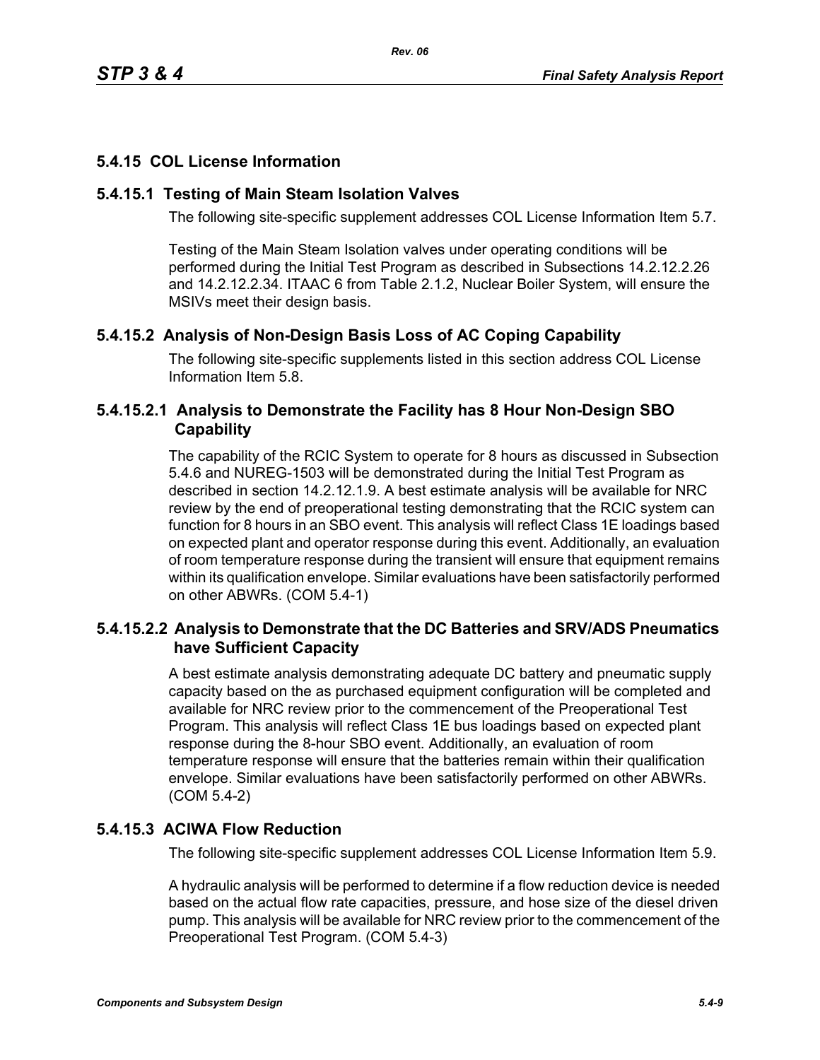## 5.4.15 COL License Information

### 5.4.15.1 Testing of Main Steam Isolation Valves

The following site-specific supplement addresses COL License Information Item 5.7.

Testing of the Main Steam Isolation valves under operating conditions will be performed during the Initial Test Program as described in Subsections 14.2.12.2.26 and 14.2.12.2.34. ITAAC 6 from Table 2.1.2, Nuclear Boiler System, will ensure the MSIVs meet their design basis.

### 5.4.15.2 Analysis of Non-Design Basis Loss of AC Coping Capability

The following site-specific supplements listed in this section address COL License Information Item 5.8.

#### 5.4.15.2.1 Analysis to Demonstrate the Facility has 8 Hour Non-Design SBO Capability

The capability of the RCIC System to operate for 8 hours as discussed in Subsection 5.4.6 and NUREG-1503 will be demonstrated during the Initial Test Program as described in section 14.2.12.1.9. A best estimate analysis will be available for NRC review by the end of preoperational testing demonstrating that the RCIC system can function for 8 hours in an SBO event. This analysis will reflect Class 1E loadings based on expected plant and operator response during this event. Additionally, an evaluation of room temperature response during the transient will ensure that equipment remains within its qualification envelope. Similar evaluations have been satisfactorily performed on other ABWRs. (COM 5.4-1)

#### 5.4.15.2.2 Analysis to Demonstrate that the DC Batteries and SRV/ADS Pneumatics have Sufficient Capacity

A best estimate analysis demonstrating adequate DC battery and pneumatic supply capacity based on the as purchased equipment configuration will be completed and available for NRC review prior to the commencement of the Preoperational Test Program. This analysis will reflect Class 1E bus loadings based on expected plant response during the 8-hour SBO event. Additionally, an evaluation of room temperature response will ensure that the batteries remain within their qualification envelope. Similar evaluations have been satisfactorily performed on other ABWRs. (COM 5.4-2)

### 5.4.15.3 ACIWA Flow Reduction

The following site-specific supplement addresses COL License Information Item 5.9.

A hydraulic analysis will be performed to determine if a flow reduction device is needed based on the actual flow rate capacities, pressure, and hose size of the diesel driven pump. This analysis will be available for NRC review prior to the commencement of the Preoperational Test Program. (COM 5.4-3)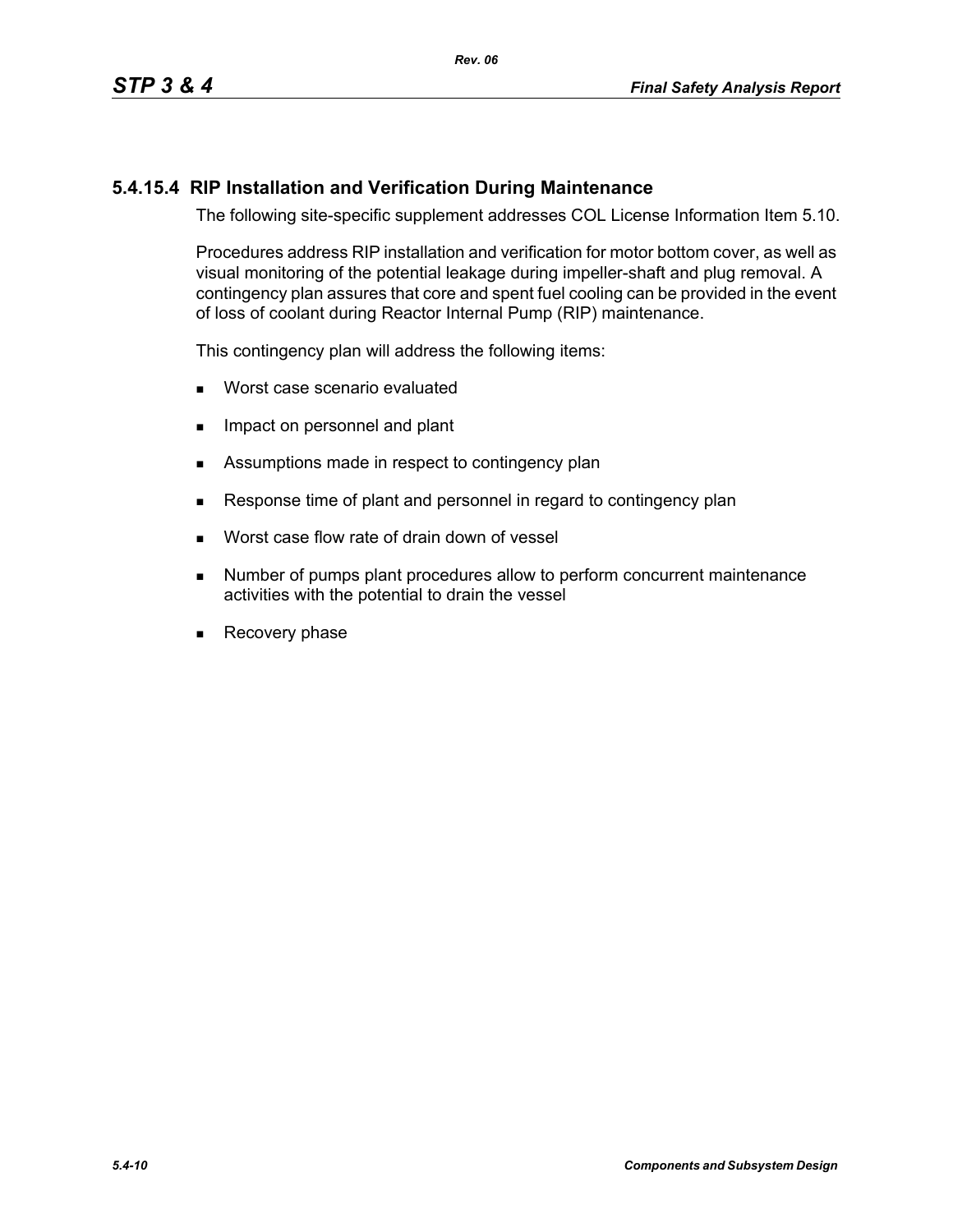### 5.4.15.4 RIP Installation and Verification During Maintenance

The following site-specific supplement addresses COL License Information Item 5.10.

Procedures address RIP installation and verification for motor bottom cover, as well as visual monitoring of the potential leakage during impeller-shaft and plug removal. A contingency plan assures that core and spent fuel cooling can be provided in the event of loss of coolant during Reactor Internal Pump (RIP) maintenance.

This contingency plan will address the following items:

- Worst case scenario evaluated
- Impact on personnel and plant
- Assumptions made in respect to contingency plan
- Response time of plant and personnel in regard to contingency plan
- Worst case flow rate of drain down of vessel
- Number of pumps plant procedures allow to perform concurrent maintenance activities with the potential to drain the vessel
- Recovery phase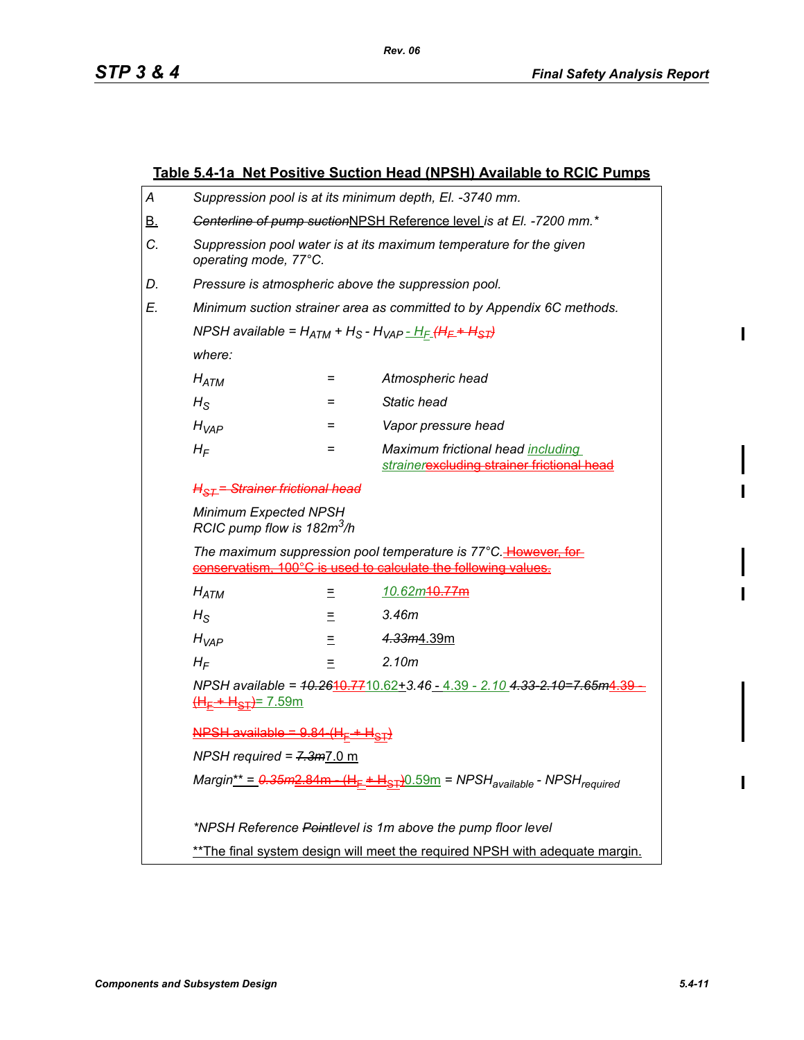## Table 5.4-1a Net Positive Suction Head (NPSH) Available to RCIC Pumps

A Suppression pool is at its minimum depth, El. -3740 mm.

B. ~~Centerline of pump suction~~NPSH Reference level is at El. -7200 mm.*

C. Suppression pool water is at its maximum temperature for the given operating mode, 77°C.

D. Pressure is atmospheric above the suppression pool.

E. Minimum suction strainer area as committed to by Appendix 6C methods.

NPSH available = $H_{ATM}$ + $H_S$ - $H_{VAP}$ - $H_F$ ~~($H_F$ + $H_{ST}$)~~

where:

| | | |
|---|---|---|
| $H_{ATM}$ | = | Atmospheric head |
| $H_S$ | = | Static head |
| $H_{VAP}$ | = | Vapor pressure head |
| $H_F$ | = | Maximum frictional head including strainer~~excluding strainer frictional head~~ |

~~$H_{ST}$ = Strainer frictional head~~

Minimum Expected NPSH
RCIC pump flow is 182m$^3$/h

The maximum suppression pool temperature is 77°C. ~~However, for conservatism, 100°C is used to calculate the following values.~~

| | | |
|---|---|---|
| $H_{ATM}$ | = | 10.62m~~10.77m~~ |
| $H_S$ | = | 3.46m |
| $H_{VAP}$ | = | ~~4.33m~~4.39m |
| $H_F$ | = | 2.10m |

NPSH available = ~~10.26~~~~10.77~~10.62+3.46 - 4.39 - 2.10 ~~4.33-2.10=7.65m~~~~4.39 - ($H_F$ + $H_{ST}$)~~= 7.59m

~~NPSH available = 9.84-($H_F$ + $H_{ST}$)~~

NPSH required = ~~7.3m~~7.0 m

Margin** = ~~0.35m~~~~2.84m - ($H_F$ + $H_{ST}$)~~0.59m = $NPSH_{available}$ - $NPSH_{required}$

*NPSH Reference ~~Point~~level is 1m above the pump floor level

**The final system design will meet the required NPSH with adequate margin.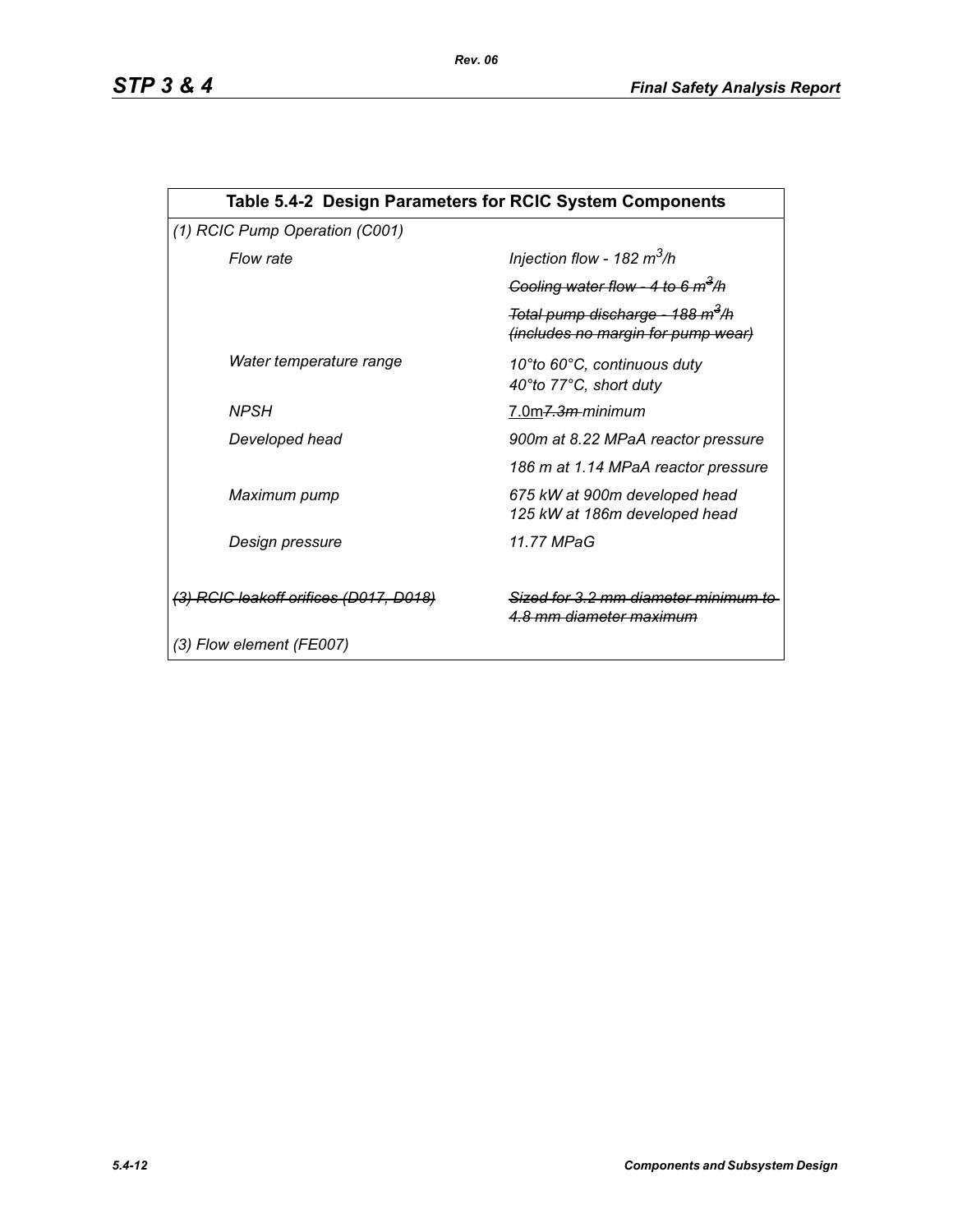| Table 5.4-2 Design Parameters for RCIC System Components | |
|---|---|
| *(1) RCIC Pump Operation (C001)* | |
| *Flow rate* | *Injection flow - 182 $m^3$/h* |
| | ~~*Cooling water flow - 4 to 6 $m^3$/h*~~ |
| | ~~*Total pump discharge - 188 $m^3$/h (includes no margin for pump wear)*~~ |
| *Water temperature range* | *10°to 60°C, continuous duty*<br>*40°to 77°C, short duty* |
| *NPSH* | <u>7.0m</u>~~*7.3m*~~ *minimum* |
| *Developed head* | *900m at 8.22 MPaA reactor pressure* |
| | *186 m at 1.14 MPaA reactor pressure* |
| *Maximum pump* | *675 kW at 900m developed head*<br>*125 kW at 186m developed head* |
| *Design pressure* | *11.77 MPaG* |
| ~~*(3) RCIC leakoff orifices (D017, D018)*~~ | ~~*Sized for 3.2 mm diameter minimum to 4.8 mm diameter maximum*~~ |
| *(3) Flow element (FE007)* | |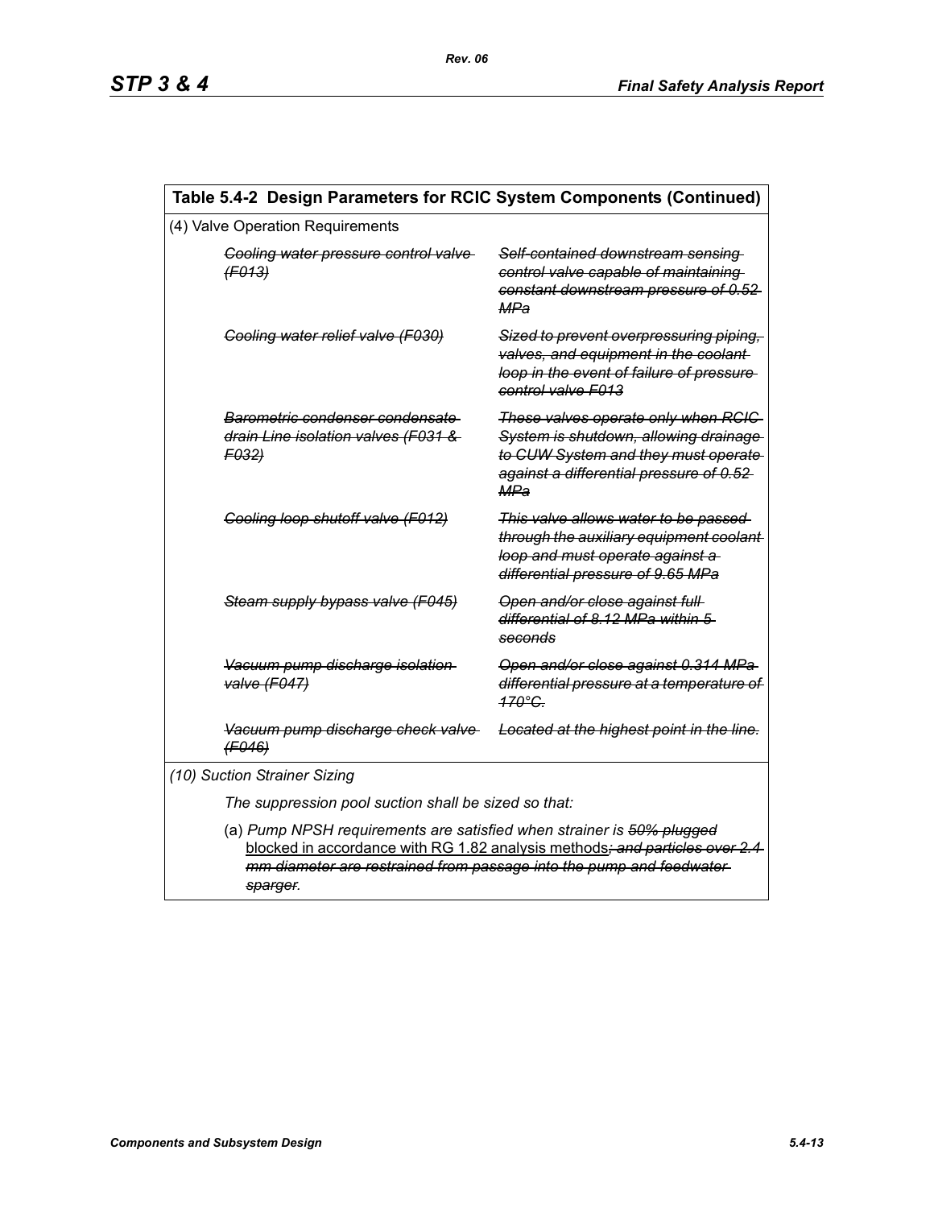**Table 5.4-2 Design Parameters for RCIC System Components (Continued)**

(4) Valve Operation Requirements

| | |
|---|---|
| ~~*Cooling water pressure control valve (F013)*~~ | ~~*Self-contained downstream sensing control valve capable of maintaining constant downstream pressure of 0.52 MPa*~~ |
| ~~*Cooling water relief valve (F030)*~~ | ~~*Sized to prevent overpressuring piping, valves, and equipment in the coolant loop in the event of failure of pressure control valve F013*~~ |
| ~~*Barometric condenser condensate drain Line isolation valves (F031 & F032)*~~ | ~~*These valves operate only when RCIC System is shutdown, allowing drainage to CUW System and they must operate against a differential pressure of 0.52 MPa*~~ |
| ~~*Cooling loop shutoff valve (F012)*~~ | ~~*This valve allows water to be passed through the auxiliary equipment coolant loop and must operate against a differential pressure of 9.65 MPa*~~ |
| ~~*Steam supply bypass valve (F045)*~~ | ~~*Open and/or close against full differential of 8.12 MPa within 5 seconds*~~ |
| ~~*Vacuum pump discharge isolation valve (F047)*~~ | ~~*Open and/or close against 0.314 MPa differential pressure at a temperature of 170°C.*~~ |
| ~~*Vacuum pump discharge check valve (F046)*~~ | ~~*Located at the highest point in the line.*~~ |

*(10) Suction Strainer Sizing*

*The suppression pool suction shall be sized so that:*

(a) *Pump NPSH requirements are satisfied when strainer is ~~50% plugged~~* <u>blocked in accordance with RG 1.82 analysis methods</u>~~*; and particles over 2.4 mm diameter are restrained from passage into the pump and feedwater sparger*~~*.*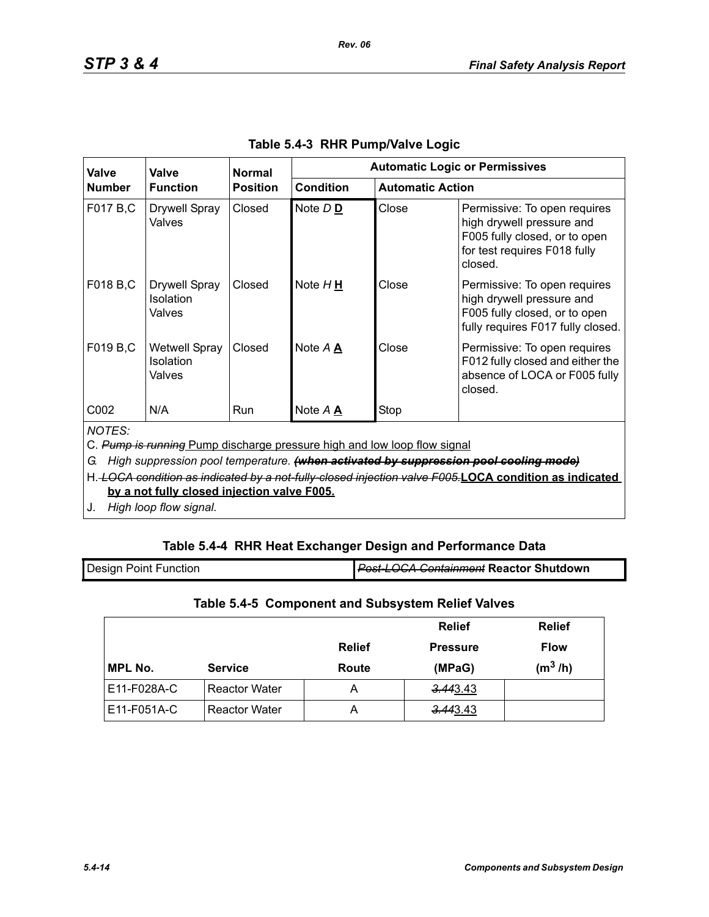## Table 5.4-3 RHR Pump/Valve Logic

| Valve Number | Valve Function | Normal Position | Automatic Logic or Permissives | | |
|---|---|---|---|---|---|
| | | | Condition | Automatic Action | |
| F017 B,C | Drywell Spray Valves | Closed | Note *D* **D** | Close | Permissive: To open requires high drywell pressure and F005 fully closed, or to open for test requires F018 fully closed. |
| F018 B,C | Drywell Spray Isolation Valves | Closed | Note *H* **H** | Close | Permissive: To open requires high drywell pressure and F005 fully closed, or to open fully requires F017 fully closed. |
| F019 B,C | Wetwell Spray Isolation Valves | Closed | Note *A* **A** | Close | Permissive: To open requires F012 fully closed and either the absence of LOCA or F005 fully closed. |
| C002 | N/A | Run | Note *A* **A** | Stop | |

*NOTES:*

C. ~~*Pump is running*~~ Pump discharge pressure high and low loop flow signal

*G. High suppression pool temperature.* ~~***(when activated by suppression pool cooling mode)***~~

H. ~~*LOCA condition as indicated by a not-fully-closed injection valve F005.*~~ **LOCA condition as indicated by a not fully closed injection valve F005.**

J. *High loop flow signal.*

## Table 5.4-4 RHR Heat Exchanger Design and Performance Data

| Design Point Function | ~~*Post-LOCA Containment*~~ **Reactor Shutdown** |
|---|---|

## Table 5.4-5 Component and Subsystem Relief Valves

| MPL No. | Service | Relief Route | Relief Pressure (MPaG) | Relief Flow ($m^3$ /h) |
|---|---|---|---|---|
| E11-F028A-C | Reactor Water | A | ~~*3.44*~~3.43 | |
| E11-F051A-C | Reactor Water | A | ~~*3.44*~~3.43 | |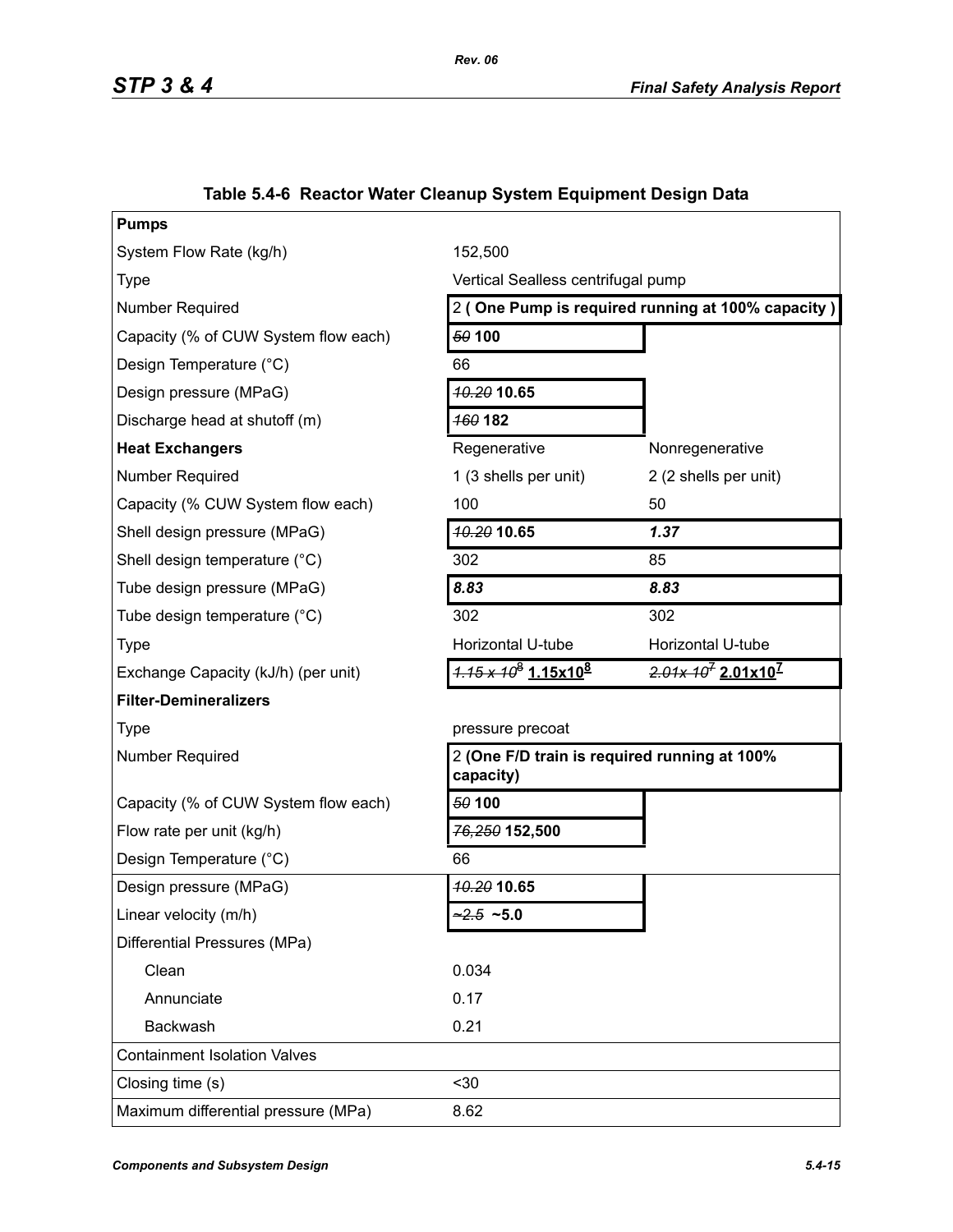## Table 5.4-6 Reactor Water Cleanup System Equipment Design Data

| **Pumps** | | |
|---|---|---|
| System Flow Rate (kg/h) | 152,500 | |
| Type | Vertical Sealless centrifugal pump | |
| Number Required | 2 **( One Pump is required running at 100% capacity )** | |
| Capacity (% of CUW System flow each) | ~~*50*~~ **100** | |
| Design Temperature (°C) | 66 | |
| Design pressure (MPaG) | ~~*10.20*~~ **10.65** | |
| Discharge head at shutoff (m) | ~~*160*~~ **182** | |
| **Heat Exchangers** | Regenerative | Nonregenerative |
| Number Required | 1 (3 shells per unit) | 2 (2 shells per unit) |
| Capacity (% CUW System flow each) | 100 | 50 |
| Shell design pressure (MPaG) | ~~*10.20*~~ **10.65** | ***1.37*** |
| Shell design temperature (°C) | 302 | 85 |
| Tube design pressure (MPaG) | ***8.83*** | ***8.83*** |
| Tube design temperature (°C) | 302 | 302 |
| Type | Horizontal U-tube | Horizontal U-tube |
| Exchange Capacity (kJ/h) (per unit) | ~~*$1.15 \times 10^8$*~~ **$1.15x10^8$** | ~~*$2.01x 10^7$*~~ **$2.01x10^7$** |
| **Filter-Demineralizers** | | |
| Type | pressure precoat | |
| Number Required | 2 **(One F/D train is required running at 100% capacity)** | |
| Capacity (% of CUW System flow each) | ~~*50*~~ **100** | |
| Flow rate per unit (kg/h) | ~~*76,250*~~ **152,500** | |
| Design Temperature (°C) | 66 | |
| Design pressure (MPaG) | ~~*10.20*~~ **10.65** | |
| Linear velocity (m/h) | ~~*~2.5*~~ **~5.0** | |
| Differential Pressures (MPa) | | |
| Clean | 0.034 | |
| Annunciate | 0.17 | |
| Backwash | 0.21 | |
| Containment Isolation Valves | | |
| Closing time (s) | <30 | |
| Maximum differential pressure (MPa) | 8.62 | |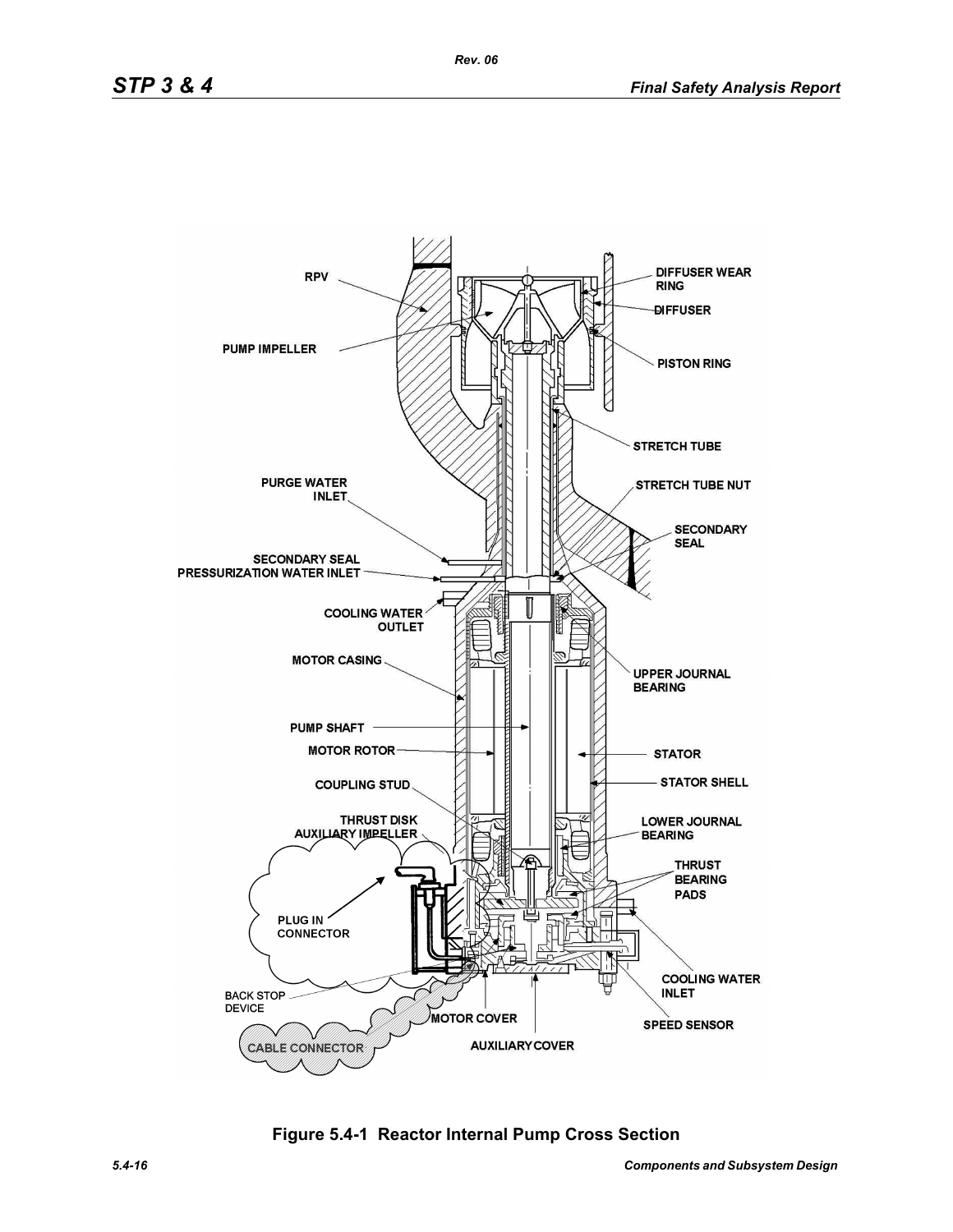RPV

PUMP IMPELLER

DIFFUSER WEAR RING

DIFFUSER

PISTON RING

STRETCH TUBE

PURGE WATER INLET

STRETCH TUBE NUT

SECONDARY SEAL

SECONDARY SEAL PRESSURIZATION WATER INLET

COOLING WATER OUTLET

MOTOR CASING

UPPER JOURNAL BEARING

PUMP SHAFT

MOTOR ROTOR

STATOR

STATOR SHELL

COUPLING STUD

THRUST DISK

AUXILIARY IMPELLER

LOWER JOURNAL BEARING

THRUST BEARING PADS

PLUG IN CONNECTOR

COOLING WATER INLET

BACK STOP DEVICE

MOTOR COVER

SPEED SENSOR

CABLE CONNECTOR

AUXILIARY COVER

**Figure 5.4-1 Reactor Internal Pump Cross Section**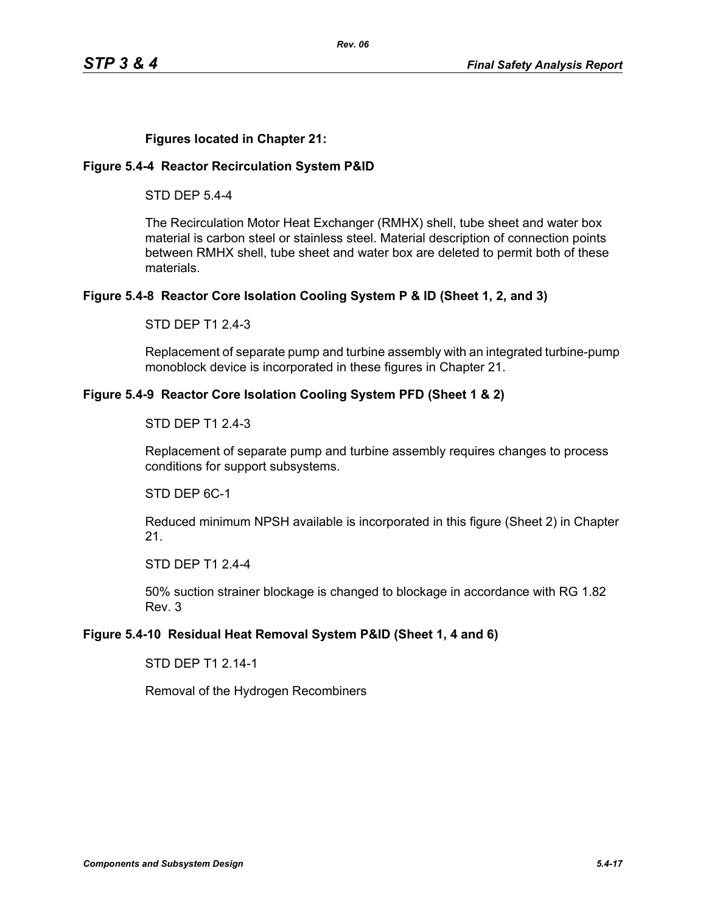**Figures located in Chapter 21:**

### Figure 5.4-4 Reactor Recirculation System P&ID

STD DEP 5.4-4

The Recirculation Motor Heat Exchanger (RMHX) shell, tube sheet and water box material is carbon steel or stainless steel. Material description of connection points between RMHX shell, tube sheet and water box are deleted to permit both of these materials.

### Figure 5.4-8 Reactor Core Isolation Cooling System P & ID (Sheet 1, 2, and 3)

STD DEP T1 2.4-3

Replacement of separate pump and turbine assembly with an integrated turbine-pump monoblock device is incorporated in these figures in Chapter 21.

### Figure 5.4-9 Reactor Core Isolation Cooling System PFD (Sheet 1 & 2)

STD DEP T1 2.4-3

Replacement of separate pump and turbine assembly requires changes to process conditions for support subsystems.

STD DEP 6C-1

Reduced minimum NPSH available is incorporated in this figure (Sheet 2) in Chapter 21.

STD DEP T1 2.4-4

50% suction strainer blockage is changed to blockage in accordance with RG 1.82 Rev. 3

### Figure 5.4-10 Residual Heat Removal System P&ID (Sheet 1, 4 and 6)

STD DEP T1 2.14-1

Removal of the Hydrogen Recombiners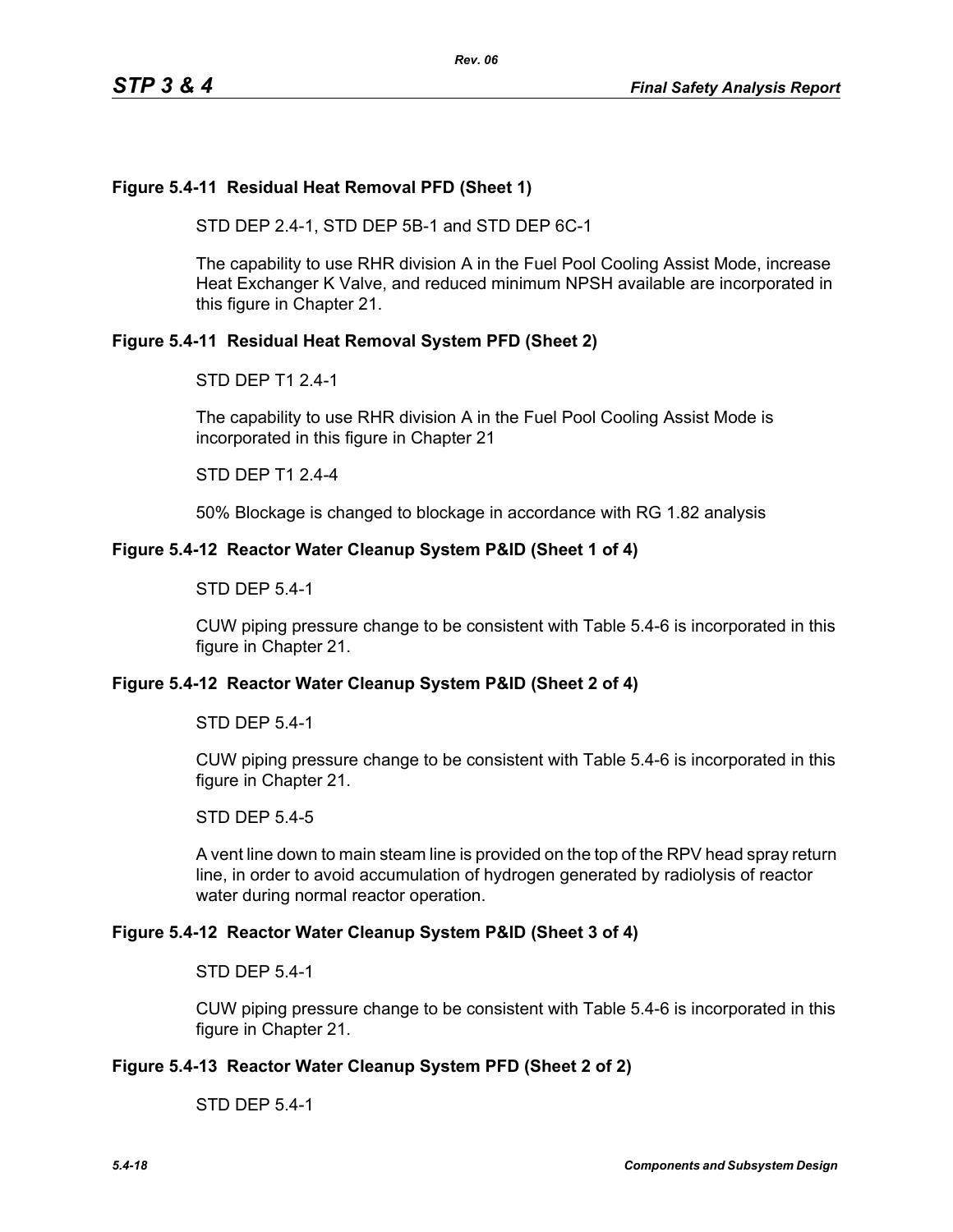### Figure 5.4-11 Residual Heat Removal PFD (Sheet 1)

STD DEP 2.4-1, STD DEP 5B-1 and STD DEP 6C-1

The capability to use RHR division A in the Fuel Pool Cooling Assist Mode, increase Heat Exchanger K Valve, and reduced minimum NPSH available are incorporated in this figure in Chapter 21.

### Figure 5.4-11 Residual Heat Removal System PFD (Sheet 2)

STD DEP T1 2.4-1

The capability to use RHR division A in the Fuel Pool Cooling Assist Mode is incorporated in this figure in Chapter 21

STD DEP T1 2.4-4

50% Blockage is changed to blockage in accordance with RG 1.82 analysis

### Figure 5.4-12 Reactor Water Cleanup System P&ID (Sheet 1 of 4)

STD DEP 5.4-1

CUW piping pressure change to be consistent with Table 5.4-6 is incorporated in this figure in Chapter 21.

### Figure 5.4-12 Reactor Water Cleanup System P&ID (Sheet 2 of 4)

STD DEP 5.4-1

CUW piping pressure change to be consistent with Table 5.4-6 is incorporated in this figure in Chapter 21.

STD DEP 5.4-5

A vent line down to main steam line is provided on the top of the RPV head spray return line, in order to avoid accumulation of hydrogen generated by radiolysis of reactor water during normal reactor operation.

### Figure 5.4-12 Reactor Water Cleanup System P&ID (Sheet 3 of 4)

STD DEP 5.4-1

CUW piping pressure change to be consistent with Table 5.4-6 is incorporated in this figure in Chapter 21.

### Figure 5.4-13 Reactor Water Cleanup System PFD (Sheet 2 of 2)

STD DEP 5.4-1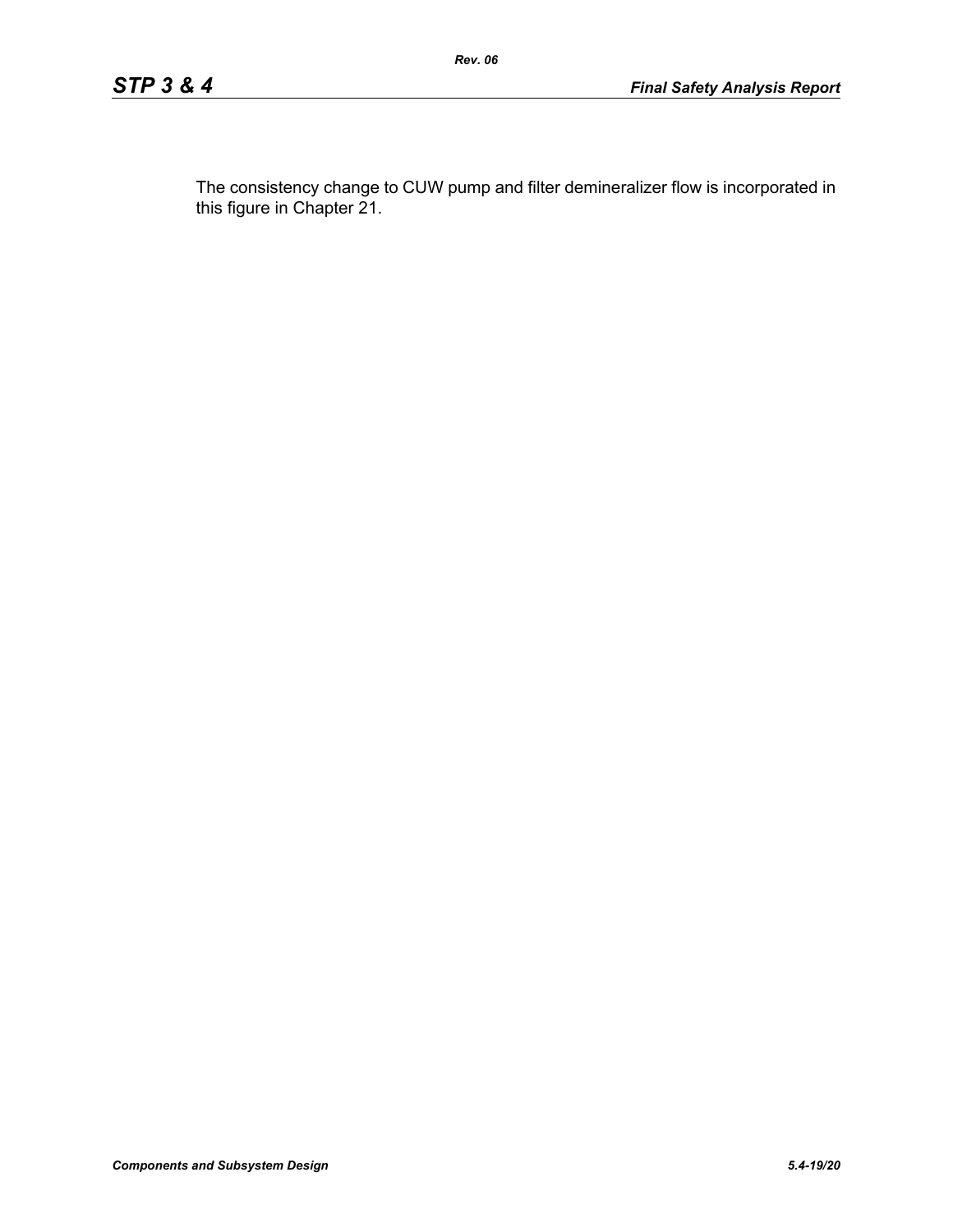The consistency change to CUW pump and filter demineralizer flow is incorporated in this figure in Chapter 21.